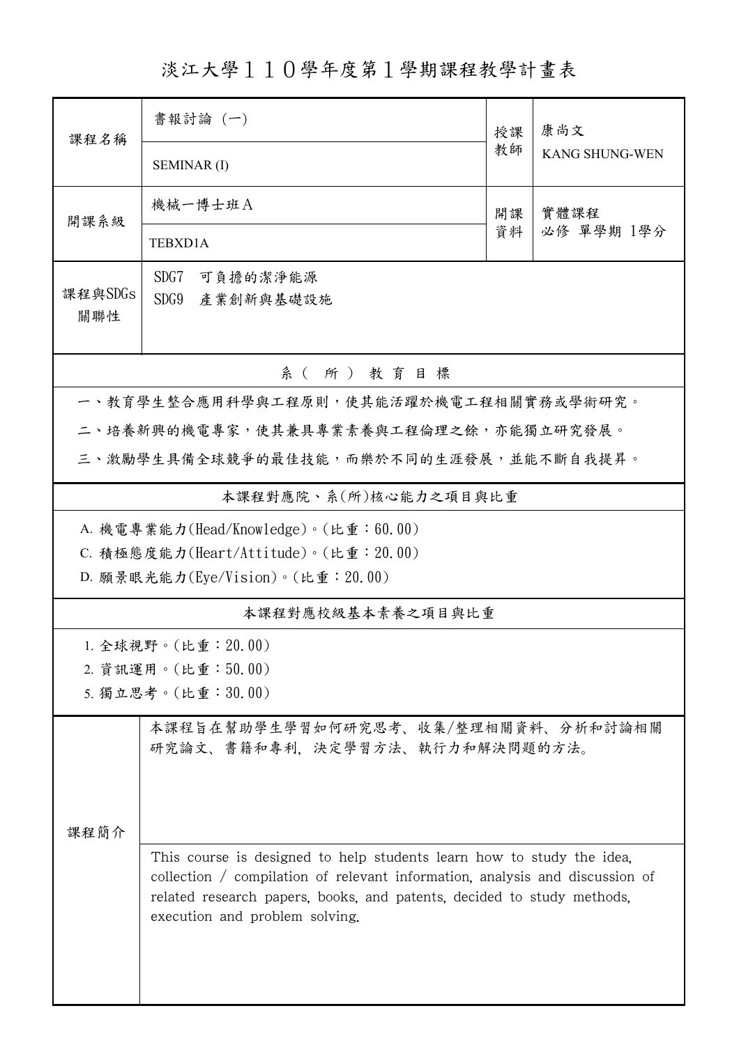# 淡江大學110學年度第1學期課程教學計畫表

| 課程名稱 | 書報討論 (一) | 授課教師 | 康尚文 |
|---|---|---|---|
| | SEMINAR (I) | | KANG SHUNG-WEN |
| 開課系級 | 機械一博士班A | 開課資料 | 實體課程 |
| | TEBXD1A | | 必修 單學期 1學分 |
| 課程與SDGs關聯性 | SDG7 可負擔的潔淨能源<br>SDG9 產業創新與基礎設施 | | |

## 系（所）教育目標

一、教育學生整合應用科學與工程原則，使其能活躍於機電工程相關實務或學術研究。

二、培養新興的機電專家，使其兼具專業素養與工程倫理之餘，亦能獨立研究發展。

三、激勵學生具備全球競爭的最佳技能，而樂於不同的生涯發展，並能不斷自我提昇。

## 本課程對應院、系(所)核心能力之項目與比重

A. 機電專業能力(Head/Knowledge)。(比重：60.00)

C. 積極態度能力(Heart/Attitude)。(比重：20.00)

D. 願景眼光能力(Eye/Vision)。(比重：20.00)

## 本課程對應校級基本素養之項目與比重

1. 全球視野。(比重：20.00)
2. 資訊運用。(比重：50.00)
5. 獨立思考。(比重：30.00)

## 課程簡介

本課程旨在幫助學生學習如何研究思考、收集/整理相關資料、分析和討論相關研究論文、書籍和專利，決定學習方法、執行力和解決問題的方法。

This course is designed to help students learn how to study the idea, collection / compilation of relevant information, analysis and discussion of related research papers, books, and patents, decided to study methods, execution and problem solving.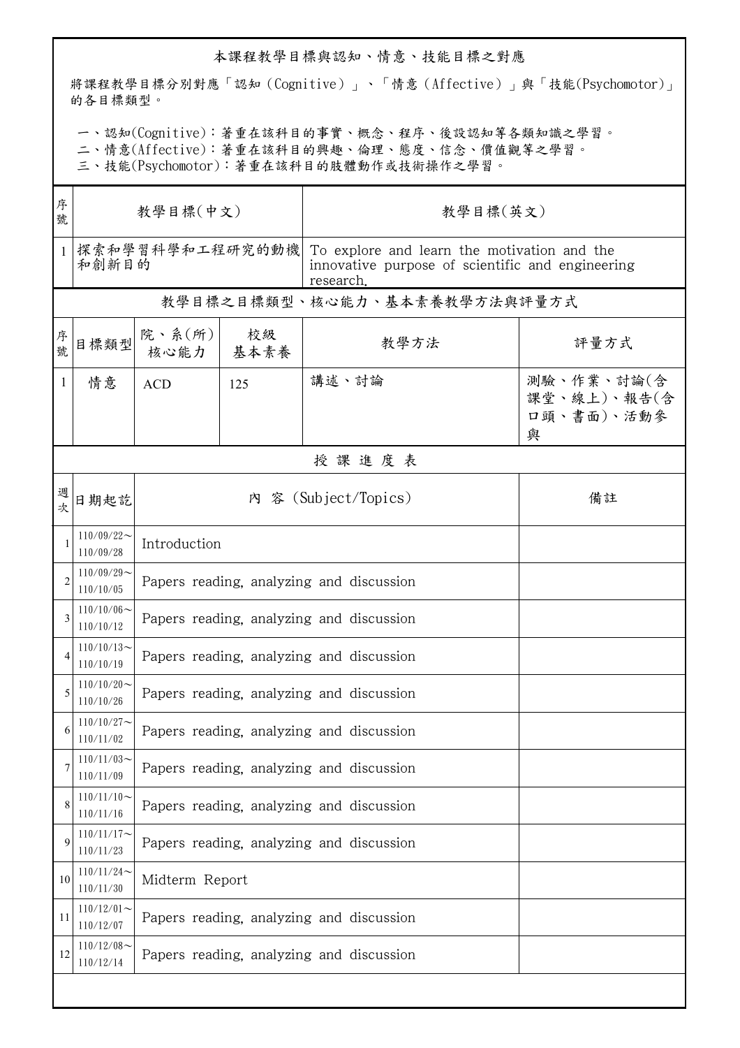## 本課程教學目標與認知、情意、技能目標之對應

將課程教學目標分別對應「認知（Cognitive）」、「情意（Affective）」與「技能(Psychomotor)」的各目標類型。

一、認知(Cognitive)：著重在該科目的事實、概念、程序、後設認知等各類知識之學習。
二、情意(Affective)：著重在該科目的興趣、倫理、態度、信念、價值觀等之學習。
三、技能(Psychomotor)：著重在該科目的肢體動作或技術操作之學習。

| 序號 | 教學目標(中文) | 教學目標(英文) |
|---|---|---|
| 1 | 探索和學習科學和工程研究的動機和創新目的 | To explore and learn the motivation and the innovative purpose of scientific and engineering research. |

## 教學目標之目標類型、核心能力、基本素養教學方法與評量方式

| 序號 | 目標類型 | 院、系(所)核心能力 | 校級基本素養 | 教學方法 | 評量方式 |
|---|---|---|---|---|---|
| 1 | 情意 | ACD | 125 | 講述、討論 | 測驗、作業、討論(含課堂、線上)、報告(含口頭、書面)、活動參與 |

## 授 課 進 度 表

| 週次 | 日期起訖 | 內 容 (Subject/Topics) | 備註 |
|---|---|---|---|
| 1 | 110/09/22～110/09/28 | Introduction | |
| 2 | 110/09/29～110/10/05 | Papers reading, analyzing and discussion | |
| 3 | 110/10/06～110/10/12 | Papers reading, analyzing and discussion | |
| 4 | 110/10/13～110/10/19 | Papers reading, analyzing and discussion | |
| 5 | 110/10/20～110/10/26 | Papers reading, analyzing and discussion | |
| 6 | 110/10/27～110/11/02 | Papers reading, analyzing and discussion | |
| 7 | 110/11/03～110/11/09 | Papers reading, analyzing and discussion | |
| 8 | 110/11/10～110/11/16 | Papers reading, analyzing and discussion | |
| 9 | 110/11/17～110/11/23 | Papers reading, analyzing and discussion | |
| 10 | 110/11/24～110/11/30 | Midterm Report | |
| 11 | 110/12/01～110/12/07 | Papers reading, analyzing and discussion | |
| 12 | 110/12/08～110/12/14 | Papers reading, analyzing and discussion | |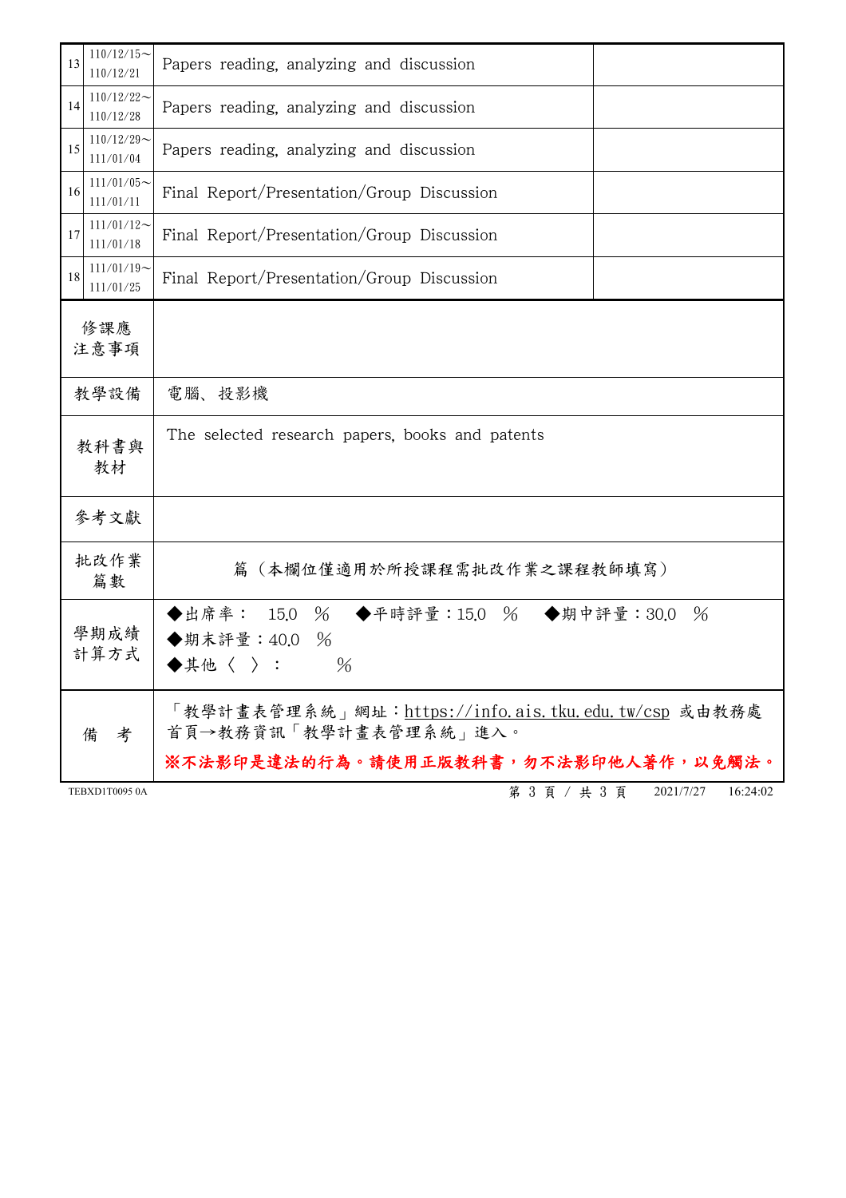| | | | |
|---|---|---|---|
| 13 | 110/12/15～110/12/21 | Papers reading, analyzing and discussion | |
| 14 | 110/12/22～110/12/28 | Papers reading, analyzing and discussion | |
| 15 | 110/12/29～111/01/04 | Papers reading, analyzing and discussion | |
| 16 | 111/01/05～111/01/11 | Final Report/Presentation/Group Discussion | |
| 17 | 111/01/12～111/01/18 | Final Report/Presentation/Group Discussion | |
| 18 | 111/01/19～111/01/25 | Final Report/Presentation/Group Discussion | |

| | |
|---|---|
| 修課應注意事項 | |
| 教學設備 | 電腦、投影機 |
| 教科書與教材 | The selected research papers, books and patents |
| 參考文獻 | |
| 批改作業篇數 | 篇（本欄位僅適用於所授課程需批改作業之課程教師填寫） |
| 學期成績計算方式 | ◆出席率： 15.0 ％ ◆平時評量：15.0 ％ ◆期中評量：30.0 ％<br>◆期末評量：40.0 ％<br>◆其他〈 〉： ％ |
| 備考 | 「教學計畫表管理系統」網址：https://info.ais.tku.edu.tw/csp 或由教務處首頁→教務資訊「教學計畫表管理系統」進入。<br>**※不法影印是違法的行為。請使用正版教科書，勿不法影印他人著作，以免觸法。** |

TEBXD1T0095 0A　　2021/7/27　16:24:02